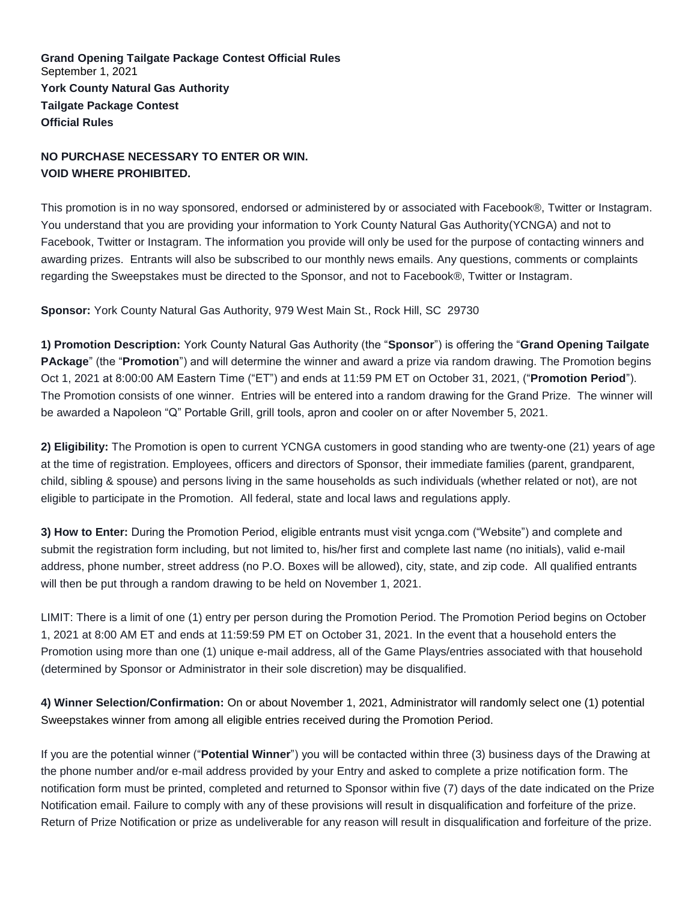**Grand Opening Tailgate Package Contest Official Rules**
September 1, 2021
**York County Natural Gas Authority**
**Tailgate Package Contest**
**Official Rules**

**NO PURCHASE NECESSARY TO ENTER OR WIN.**
**VOID WHERE PROHIBITED.**

This promotion is in no way sponsored, endorsed or administered by or associated with Facebook®, Twitter or Instagram. You understand that you are providing your information to York County Natural Gas Authority(YCNGA) and not to Facebook, Twitter or Instagram. The information you provide will only be used for the purpose of contacting winners and awarding prizes. Entrants will also be subscribed to our monthly news emails. Any questions, comments or complaints regarding the Sweepstakes must be directed to the Sponsor, and not to Facebook®, Twitter or Instagram.

**Sponsor:** York County Natural Gas Authority, 979 West Main St., Rock Hill, SC 29730

**1) Promotion Description:** York County Natural Gas Authority (the "**Sponsor**") is offering the "**Grand Opening Tailgate PAckage**" (the "**Promotion**") and will determine the winner and award a prize via random drawing. The Promotion begins Oct 1, 2021 at 8:00:00 AM Eastern Time ("ET") and ends at 11:59 PM ET on October 31, 2021, ("**Promotion Period**"). The Promotion consists of one winner. Entries will be entered into a random drawing for the Grand Prize. The winner will be awarded a Napoleon "Q" Portable Grill, grill tools, apron and cooler on or after November 5, 2021.

**2) Eligibility:** The Promotion is open to current YCNGA customers in good standing who are twenty-one (21) years of age at the time of registration. Employees, officers and directors of Sponsor, their immediate families (parent, grandparent, child, sibling & spouse) and persons living in the same households as such individuals (whether related or not), are not eligible to participate in the Promotion. All federal, state and local laws and regulations apply.

**3) How to Enter:** During the Promotion Period, eligible entrants must visit ycnga.com ("Website") and complete and submit the registration form including, but not limited to, his/her first and complete last name (no initials), valid e-mail address, phone number, street address (no P.O. Boxes will be allowed), city, state, and zip code. All qualified entrants will then be put through a random drawing to be held on November 1, 2021.

LIMIT: There is a limit of one (1) entry per person during the Promotion Period. The Promotion Period begins on October 1, 2021 at 8:00 AM ET and ends at 11:59:59 PM ET on October 31, 2021. In the event that a household enters the Promotion using more than one (1) unique e-mail address, all of the Game Plays/entries associated with that household (determined by Sponsor or Administrator in their sole discretion) may be disqualified.

**4) Winner Selection/Confirmation:** On or about November 1, 2021, Administrator will randomly select one (1) potential Sweepstakes winner from among all eligible entries received during the Promotion Period.

If you are the potential winner ("**Potential Winner**") you will be contacted within three (3) business days of the Drawing at the phone number and/or e-mail address provided by your Entry and asked to complete a prize notification form. The notification form must be printed, completed and returned to Sponsor within five (7) days of the date indicated on the Prize Notification email. Failure to comply with any of these provisions will result in disqualification and forfeiture of the prize. Return of Prize Notification or prize as undeliverable for any reason will result in disqualification and forfeiture of the prize.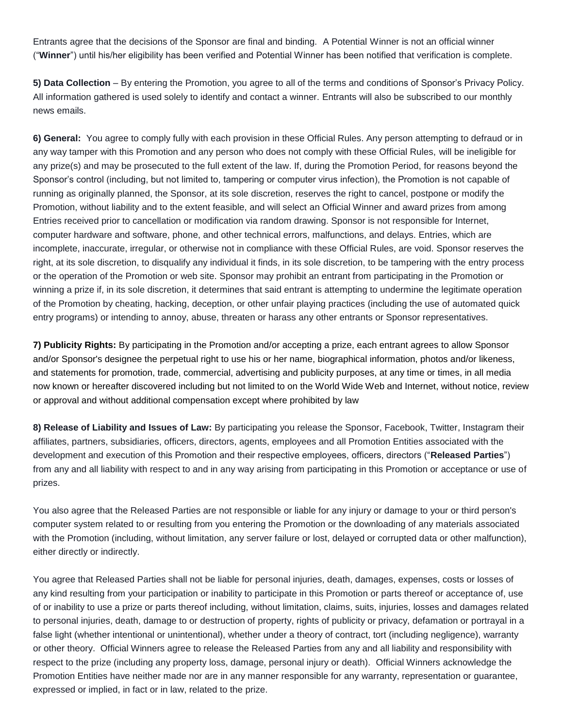Entrants agree that the decisions of the Sponsor are final and binding. A Potential Winner is not an official winner ("**Winner**") until his/her eligibility has been verified and Potential Winner has been notified that verification is complete.

**5) Data Collection** – By entering the Promotion, you agree to all of the terms and conditions of Sponsor's Privacy Policy. All information gathered is used solely to identify and contact a winner. Entrants will also be subscribed to our monthly news emails.

**6) General:** You agree to comply fully with each provision in these Official Rules. Any person attempting to defraud or in any way tamper with this Promotion and any person who does not comply with these Official Rules, will be ineligible for any prize(s) and may be prosecuted to the full extent of the law. If, during the Promotion Period, for reasons beyond the Sponsor's control (including, but not limited to, tampering or computer virus infection), the Promotion is not capable of running as originally planned, the Sponsor, at its sole discretion, reserves the right to cancel, postpone or modify the Promotion, without liability and to the extent feasible, and will select an Official Winner and award prizes from among Entries received prior to cancellation or modification via random drawing. Sponsor is not responsible for Internet, computer hardware and software, phone, and other technical errors, malfunctions, and delays. Entries, which are incomplete, inaccurate, irregular, or otherwise not in compliance with these Official Rules, are void. Sponsor reserves the right, at its sole discretion, to disqualify any individual it finds, in its sole discretion, to be tampering with the entry process or the operation of the Promotion or web site. Sponsor may prohibit an entrant from participating in the Promotion or winning a prize if, in its sole discretion, it determines that said entrant is attempting to undermine the legitimate operation of the Promotion by cheating, hacking, deception, or other unfair playing practices (including the use of automated quick entry programs) or intending to annoy, abuse, threaten or harass any other entrants or Sponsor representatives.

**7) Publicity Rights:** By participating in the Promotion and/or accepting a prize, each entrant agrees to allow Sponsor and/or Sponsor's designee the perpetual right to use his or her name, biographical information, photos and/or likeness, and statements for promotion, trade, commercial, advertising and publicity purposes, at any time or times, in all media now known or hereafter discovered including but not limited to on the World Wide Web and Internet, without notice, review or approval and without additional compensation except where prohibited by law

**8) Release of Liability and Issues of Law:** By participating you release the Sponsor, Facebook, Twitter, Instagram their affiliates, partners, subsidiaries, officers, directors, agents, employees and all Promotion Entities associated with the development and execution of this Promotion and their respective employees, officers, directors ("**Released Parties**") from any and all liability with respect to and in any way arising from participating in this Promotion or acceptance or use of prizes.

You also agree that the Released Parties are not responsible or liable for any injury or damage to your or third person's computer system related to or resulting from you entering the Promotion or the downloading of any materials associated with the Promotion (including, without limitation, any server failure or lost, delayed or corrupted data or other malfunction), either directly or indirectly.

You agree that Released Parties shall not be liable for personal injuries, death, damages, expenses, costs or losses of any kind resulting from your participation or inability to participate in this Promotion or parts thereof or acceptance of, use of or inability to use a prize or parts thereof including, without limitation, claims, suits, injuries, losses and damages related to personal injuries, death, damage to or destruction of property, rights of publicity or privacy, defamation or portrayal in a false light (whether intentional or unintentional), whether under a theory of contract, tort (including negligence), warranty or other theory. Official Winners agree to release the Released Parties from any and all liability and responsibility with respect to the prize (including any property loss, damage, personal injury or death). Official Winners acknowledge the Promotion Entities have neither made nor are in any manner responsible for any warranty, representation or guarantee, expressed or implied, in fact or in law, related to the prize.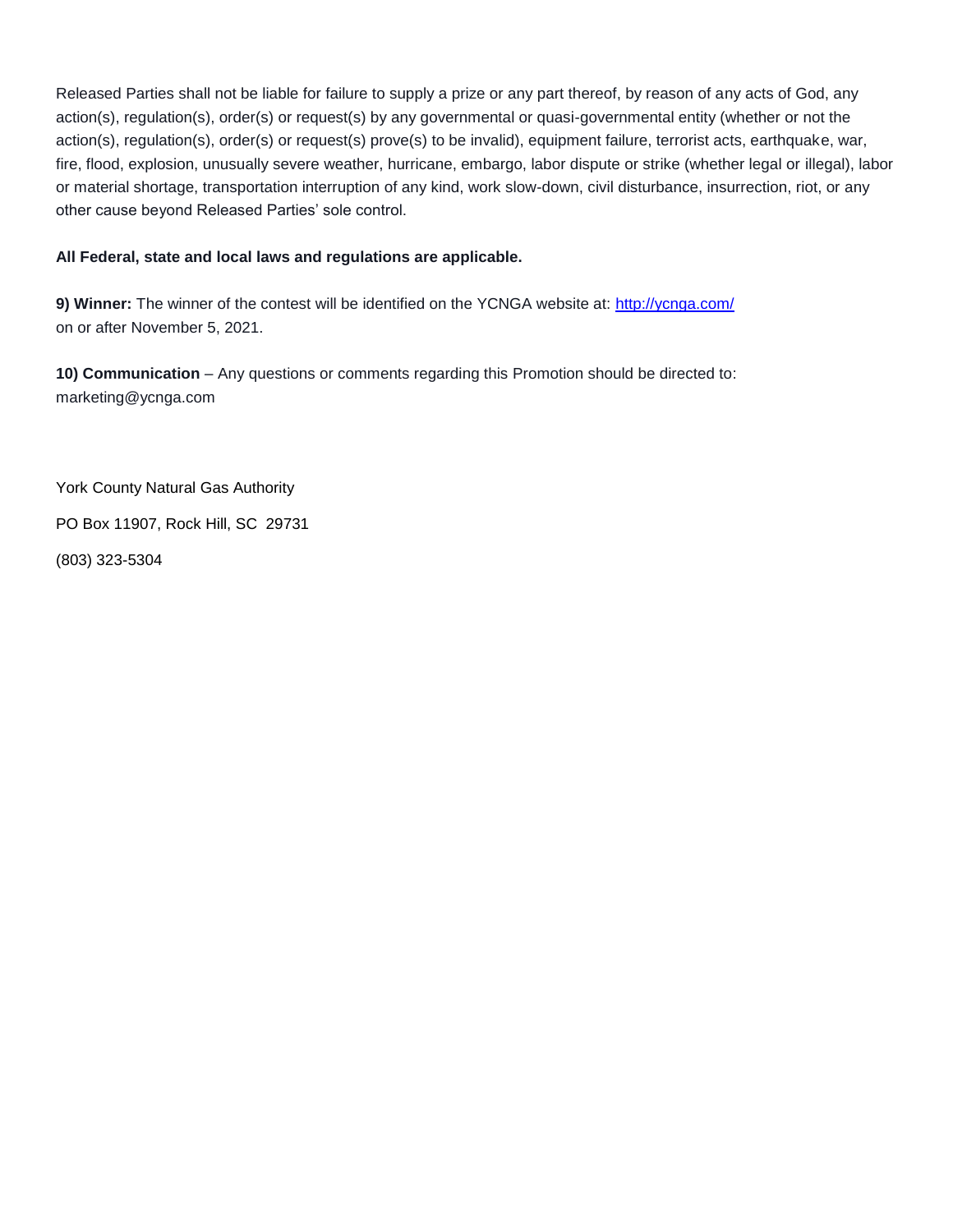Released Parties shall not be liable for failure to supply a prize or any part thereof, by reason of any acts of God, any action(s), regulation(s), order(s) or request(s) by any governmental or quasi-governmental entity (whether or not the action(s), regulation(s), order(s) or request(s) prove(s) to be invalid), equipment failure, terrorist acts, earthquake, war, fire, flood, explosion, unusually severe weather, hurricane, embargo, labor dispute or strike (whether legal or illegal), labor or material shortage, transportation interruption of any kind, work slow-down, civil disturbance, insurrection, riot, or any other cause beyond Released Parties' sole control.

**All Federal, state and local laws and regulations are applicable.**

**9) Winner:** The winner of the contest will be identified on the YCNGA website at: [http://ycnga.com/](http://ycnga.com/) on or after November 5, 2021.

**10) Communication** – Any questions or comments regarding this Promotion should be directed to: marketing@ycnga.com

York County Natural Gas Authority

PO Box 11907, Rock Hill, SC 29731

(803) 323-5304